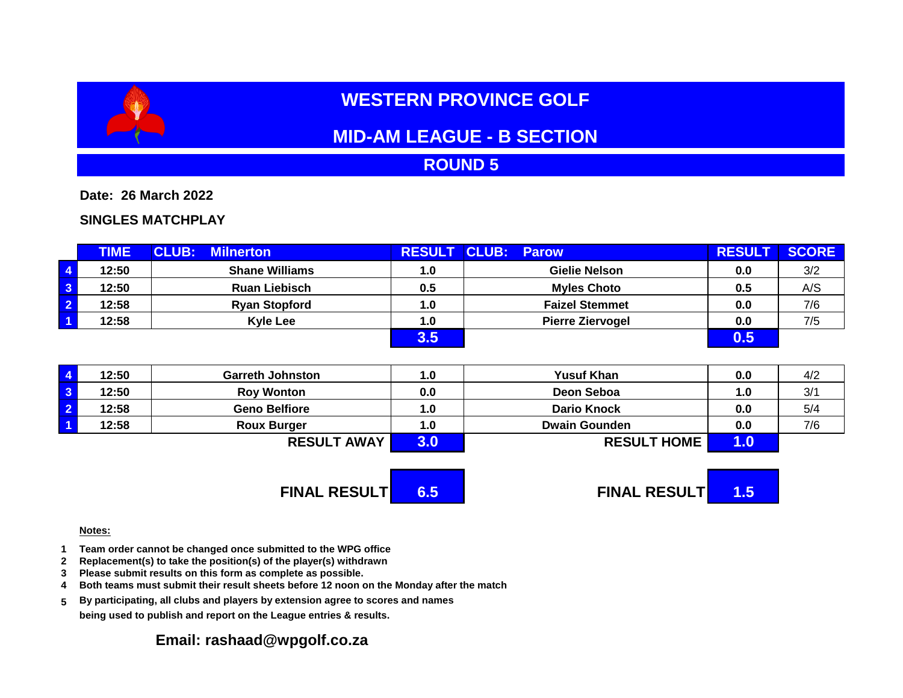# WESTERN PROVINCE GOLF

## MID-AM LEAGUE - B SECTION

## ROUND 5

**Date: 26 March 2022**

**SINGLES MATCHPLAY**

| | TIME | CLUB: Milnerton | RESULT | CLUB: Parow | RESULT | SCORE |
|---|---|---|---|---|---|---|
| 4 | 12:50 | Shane Williams | 1.0 | Gielie Nelson | 0.0 | 3/2 |
| 3 | 12:50 | Ruan Liebisch | 0.5 | Myles Choto | 0.5 | A/S |
| 2 | 12:58 | Ryan Stopford | 1.0 | Faizel Stemmet | 0.0 | 7/6 |
| 1 | 12:58 | Kyle Lee | 1.0 | Pierre Ziervogel | 0.0 | 7/5 |
| | | | **3.5** | | **0.5** | |

| | TIME | CLUB: Milnerton | RESULT | CLUB: Parow | RESULT | SCORE |
|---|---|---|---|---|---|---|
| 4 | 12:50 | Garreth Johnston | 1.0 | Yusuf Khan | 0.0 | 4/2 |
| 3 | 12:50 | Roy Wonton | 0.0 | Deon Seboa | 1.0 | 3/1 |
| 2 | 12:58 | Geno Belfiore | 1.0 | Dario Knock | 0.0 | 5/4 |
| 1 | 12:58 | Roux Burger | 1.0 | Dwain Gounden | 0.0 | 7/6 |
| | | **RESULT AWAY** | **3.0** | **RESULT HOME** | **1.0** | |

| | | | |
|---|---|---|---|
| **FINAL RESULT** | **6.5** | **FINAL RESULT** | **1.5** |

**Notes:**

1. Team order cannot be changed once submitted to the WPG office
2. Replacement(s) to take the position(s) of the player(s) withdrawn
3. Please submit results on this form as complete as possible.
4. Both teams must submit their result sheets before 12 noon on the Monday after the match
5. By participating, all clubs and players by extension agree to scores and names being used to publish and report on the League entries & results.

**Email: rashaad@wpgolf.co.za**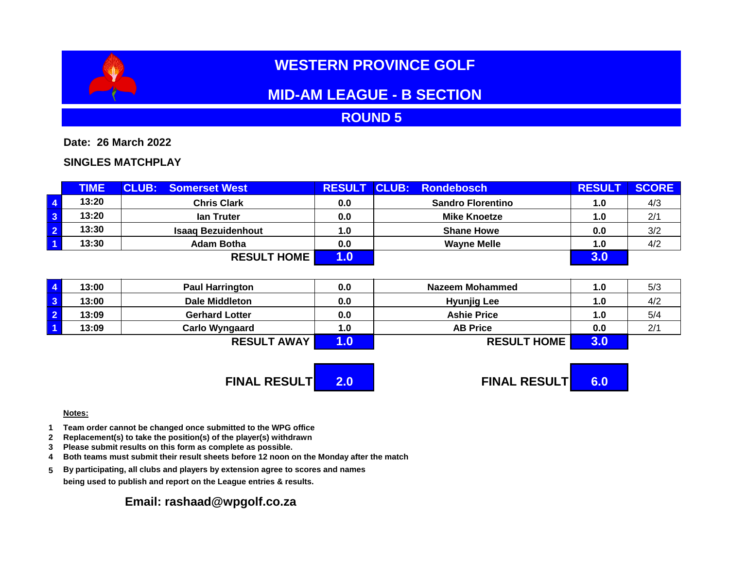# WESTERN PROVINCE GOLF

## MID-AM LEAGUE - B SECTION

## ROUND 5

**Date: 26 March 2022**

**SINGLES MATCHPLAY**

| | TIME | CLUB: Somerset West | RESULT | CLUB: Rondebosch | RESULT | SCORE |
|---|---|---|---|---|---|---|
| 4 | 13:20 | Chris Clark | 0.0 | Sandro Florentino | 1.0 | 4/3 |
| 3 | 13:20 | Ian Truter | 0.0 | Mike Knoetze | 1.0 | 2/1 |
| 2 | 13:30 | Isaaq Bezuidenhout | 1.0 | Shane Howe | 0.0 | 3/2 |
| 1 | 13:30 | Adam Botha | 0.0 | Wayne Melle | 1.0 | 4/2 |
| | | **RESULT HOME** | **1.0** | | **3.0** | |

| | TIME | CLUB: Somerset West | RESULT | CLUB: Rondebosch | RESULT | SCORE |
|---|---|---|---|---|---|---|
| 4 | 13:00 | Paul Harrington | 0.0 | Nazeem Mohammed | 1.0 | 5/3 |
| 3 | 13:00 | Dale Middleton | 0.0 | Hyunjig Lee | 1.0 | 4/2 |
| 2 | 13:09 | Gerhard Lotter | 0.0 | Ashie Price | 1.0 | 5/4 |
| 1 | 13:09 | Carlo Wyngaard | 1.0 | AB Price | 0.0 | 2/1 |
| | | **RESULT AWAY** | **1.0** | **RESULT HOME** | **3.0** | |

| | |
|---|---|
| **FINAL RESULT** | **2.0** |
| **FINAL RESULT** | **6.0** |

**Notes:**

1. Team order cannot be changed once submitted to the WPG office
2. Replacement(s) to take the position(s) of the player(s) withdrawn
3. Please submit results on this form as complete as possible.
4. Both teams must submit their result sheets before 12 noon on the Monday after the match
5. By participating, all clubs and players by extension agree to scores and names being used to publish and report on the League entries & results.

**Email: rashaad@wpgolf.co.za**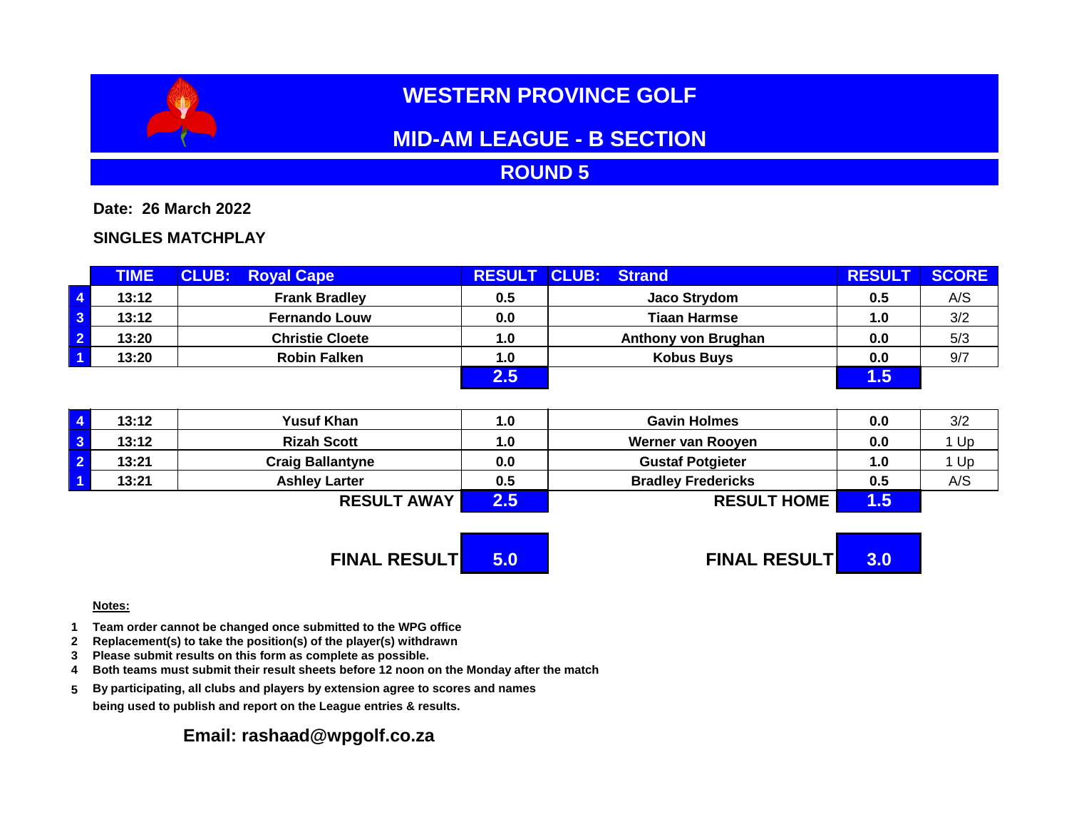# WESTERN PROVINCE GOLF

## MID-AM LEAGUE - B SECTION

## ROUND 5

**Date: 26 March 2022**

**SINGLES MATCHPLAY**

| | TIME | CLUB: Royal Cape | RESULT | CLUB: Strand | RESULT | SCORE |
|---|---|---|---|---|---|---|
| 4 | 13:12 | Frank Bradley | 0.5 | Jaco Strydom | 0.5 | A/S |
| 3 | 13:12 | Fernando Louw | 0.0 | Tiaan Harmse | 1.0 | 3/2 |
| 2 | 13:20 | Christie Cloete | 1.0 | Anthony von Brughan | 0.0 | 5/3 |
| 1 | 13:20 | Robin Falken | 1.0 | Kobus Buys | 0.0 | 9/7 |
| | | | 2.5 | | 1.5 | |

| | | | | | | |
|---|---|---|---|---|---|---|
| 4 | 13:12 | Yusuf Khan | 1.0 | Gavin Holmes | 0.0 | 3/2 |
| 3 | 13:12 | Rizah Scott | 1.0 | Werner van Rooyen | 0.0 | 1 Up |
| 2 | 13:21 | Craig Ballantyne | 0.0 | Gustaf Potgieter | 1.0 | 1 Up |
| 1 | 13:21 | Ashley Larter | 0.5 | Bradley Fredericks | 0.5 | A/S |
| | | RESULT AWAY | 2.5 | RESULT HOME | 1.5 | |

| | | | |
|---|---|---|---|
| FINAL RESULT | 5.0 | FINAL RESULT | 3.0 |

**Notes:**

1. Team order cannot be changed once submitted to the WPG office
2. Replacement(s) to take the position(s) of the player(s) withdrawn
3. Please submit results on this form as complete as possible.
4. Both teams must submit their result sheets before 12 noon on the Monday after the match
5. By participating, all clubs and players by extension agree to scores and names being used to publish and report on the League entries & results.

**Email: rashaad@wpgolf.co.za**